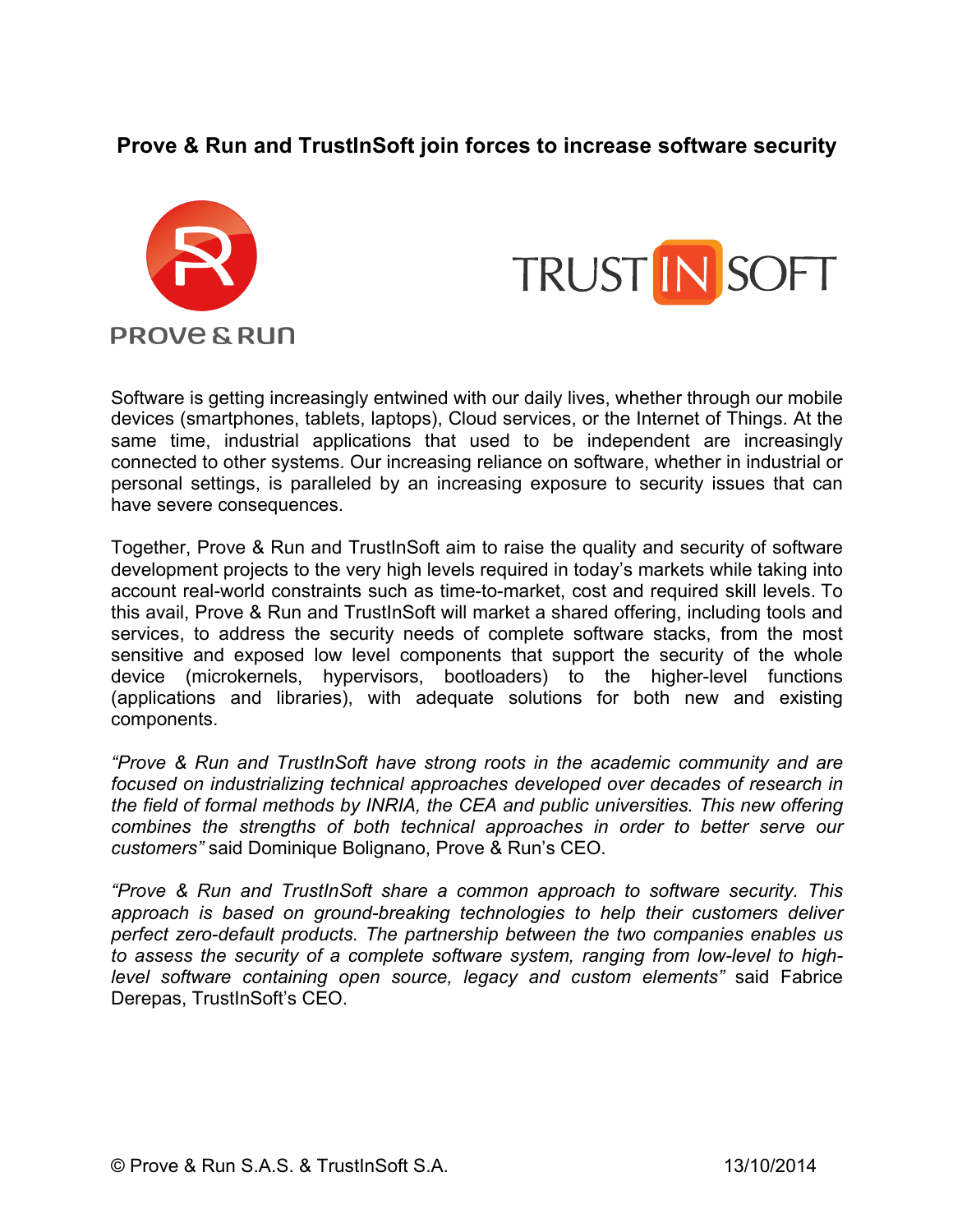# Prove & Run and TrustInSoft join forces to increase software security

Software is getting increasingly entwined with our daily lives, whether through our mobile devices (smartphones, tablets, laptops), Cloud services, or the Internet of Things. At the same time, industrial applications that used to be independent are increasingly connected to other systems. Our increasing reliance on software, whether in industrial or personal settings, is paralleled by an increasing exposure to security issues that can have severe consequences.

Together, Prove & Run and TrustInSoft aim to raise the quality and security of software development projects to the very high levels required in today's markets while taking into account real-world constraints such as time-to-market, cost and required skill levels. To this avail, Prove & Run and TrustInSoft will market a shared offering, including tools and services, to address the security needs of complete software stacks, from the most sensitive and exposed low level components that support the security of the whole device (microkernels, hypervisors, bootloaders) to the higher-level functions (applications and libraries), with adequate solutions for both new and existing components.

*"Prove & Run and TrustInSoft have strong roots in the academic community and are focused on industrializing technical approaches developed over decades of research in the field of formal methods by INRIA, the CEA and public universities. This new offering combines the strengths of both technical approaches in order to better serve our customers"* said Dominique Bolignano, Prove & Run's CEO.

*"Prove & Run and TrustInSoft share a common approach to software security. This approach is based on ground-breaking technologies to help their customers deliver perfect zero-default products. The partnership between the two companies enables us to assess the security of a complete software system, ranging from low-level to high-level software containing open source, legacy and custom elements"* said Fabrice Derepas, TrustInSoft's CEO.

© Prove & Run S.A.S. & TrustInSoft S.A. 13/10/2014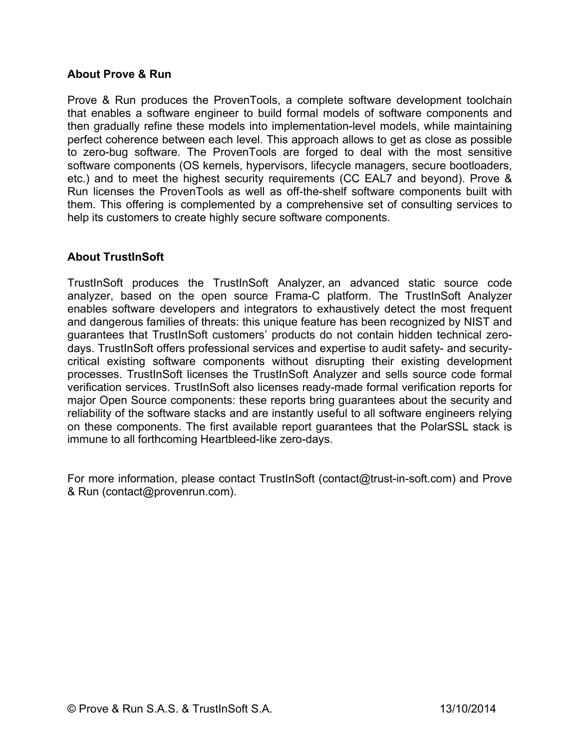## About Prove & Run

Prove & Run produces the ProvenTools, a complete software development toolchain that enables a software engineer to build formal models of software components and then gradually refine these models into implementation-level models, while maintaining perfect coherence between each level. This approach allows to get as close as possible to zero-bug software. The ProvenTools are forged to deal with the most sensitive software components (OS kernels, hypervisors, lifecycle managers, secure bootloaders, etc.) and to meet the highest security requirements (CC EAL7 and beyond). Prove & Run licenses the ProvenTools as well as off-the-shelf software components built with them. This offering is complemented by a comprehensive set of consulting services to help its customers to create highly secure software components.

## About TrustInSoft

TrustInSoft produces the TrustInSoft Analyzer, an advanced static source code analyzer, based on the open source Frama-C platform. The TrustInSoft Analyzer enables software developers and integrators to exhaustively detect the most frequent and dangerous families of threats: this unique feature has been recognized by NIST and guarantees that TrustInSoft customers' products do not contain hidden technical zero-days. TrustInSoft offers professional services and expertise to audit safety- and security-critical existing software components without disrupting their existing development processes. TrustInSoft licenses the TrustInSoft Analyzer and sells source code formal verification services. TrustInSoft also licenses ready-made formal verification reports for major Open Source components: these reports bring guarantees about the security and reliability of the software stacks and are instantly useful to all software engineers relying on these components. The first available report guarantees that the PolarSSL stack is immune to all forthcoming Heartbleed-like zero-days.

For more information, please contact TrustInSoft (contact@trust-in-soft.com) and Prove & Run (contact@provenrun.com).

© Prove & Run S.A.S. & TrustInSoft S.A. 13/10/2014